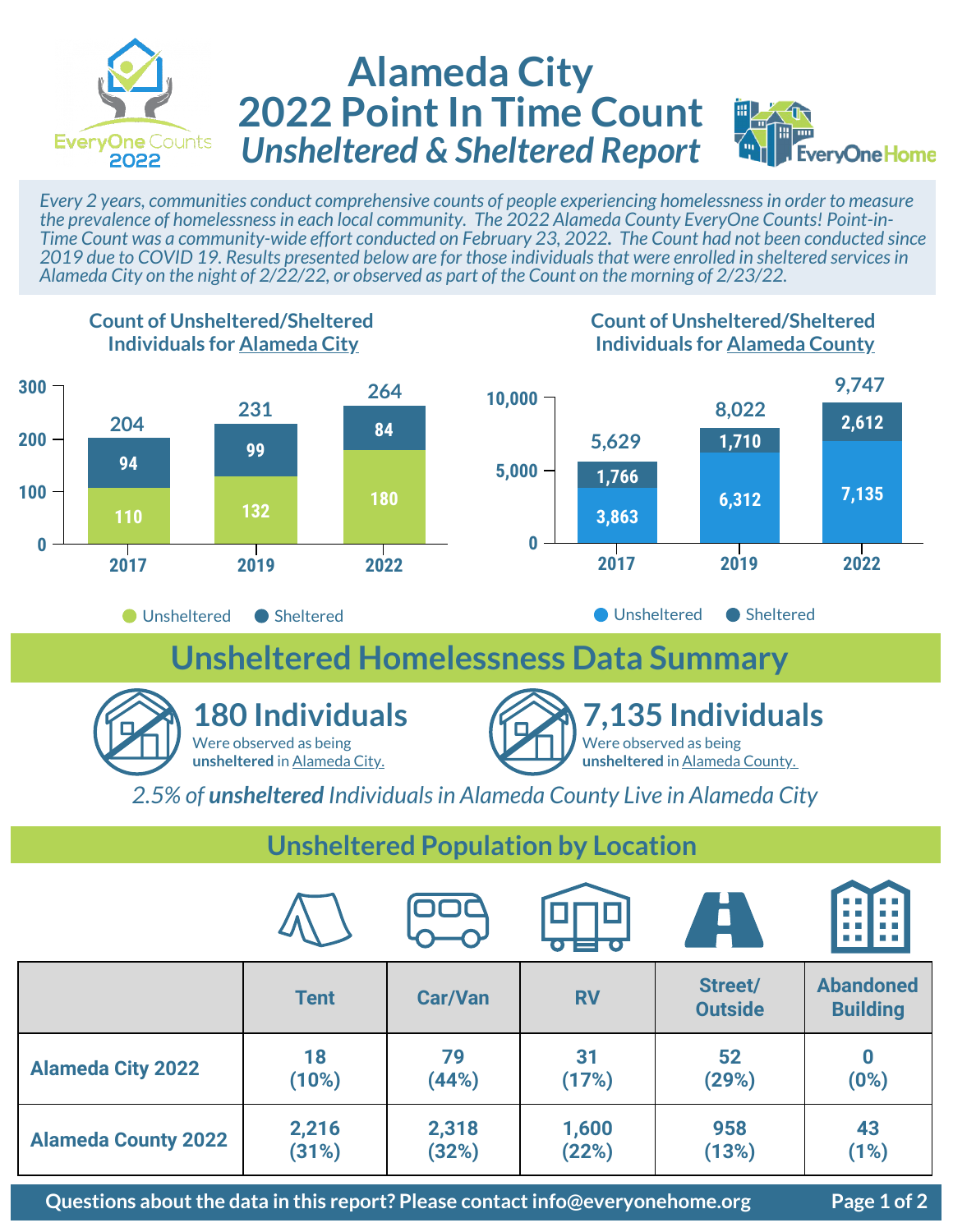# Alameda City 2022 Point In Time Count

## *Unsheltered & Sheltered Report*

EveryOne Counts 2022

EveryOne Home

*Every 2 years, communities conduct comprehensive counts of people experiencing homelessness in order to measure the prevalence of homelessness in each local community. The 2022 Alameda County EveryOne Counts! Point-in-Time Count was a community-wide effort conducted on February 23, 2022. The Count had not been conducted since 2019 due to COVID 19. Results presented below are for those individuals that were enrolled in sheltered services in Alameda City on the night of 2/22/22, or observed as part of the Count on the morning of 2/23/22.*

### Count of Unsheltered/Sheltered Individuals for Alameda City

| Year | Unsheltered | Sheltered | Total |
|---|---|---|---|
| 2017 | 110 | 94 | 204 |
| 2019 | 132 | 99 | 231 |
| 2022 | 180 | 84 | 264 |

### Count of Unsheltered/Sheltered Individuals for Alameda County

| Year | Unsheltered | Sheltered | Total |
|---|---|---|---|
| 2017 | 3,863 | 1,766 | 5,629 |
| 2019 | 6,312 | 1,710 | 8,022 |
| 2022 | 7,135 | 2,612 | 9,747 |

## Unsheltered Homelessness Data Summary

**180 Individuals**
Were observed as being **unsheltered** in Alameda City.

**7,135 Individuals**
Were observed as being **unsheltered** in Alameda County.

*2.5% of **unsheltered** Individuals in Alameda County Live in Alameda City*

## Unsheltered Population by Location

| | Tent | Car/Van | RV | Street/ Outside | Abandoned Building |
|---|---|---|---|---|---|
| **Alameda City 2022** | 18 (10%) | 79 (44%) | 31 (17%) | 52 (29%) | 0 (0%) |
| **Alameda County 2022** | 2,216 (31%) | 2,318 (32%) | 1,600 (22%) | 958 (13%) | 43 (1%) |

**Questions about the data in this report? Please contact info@everyonehome.org**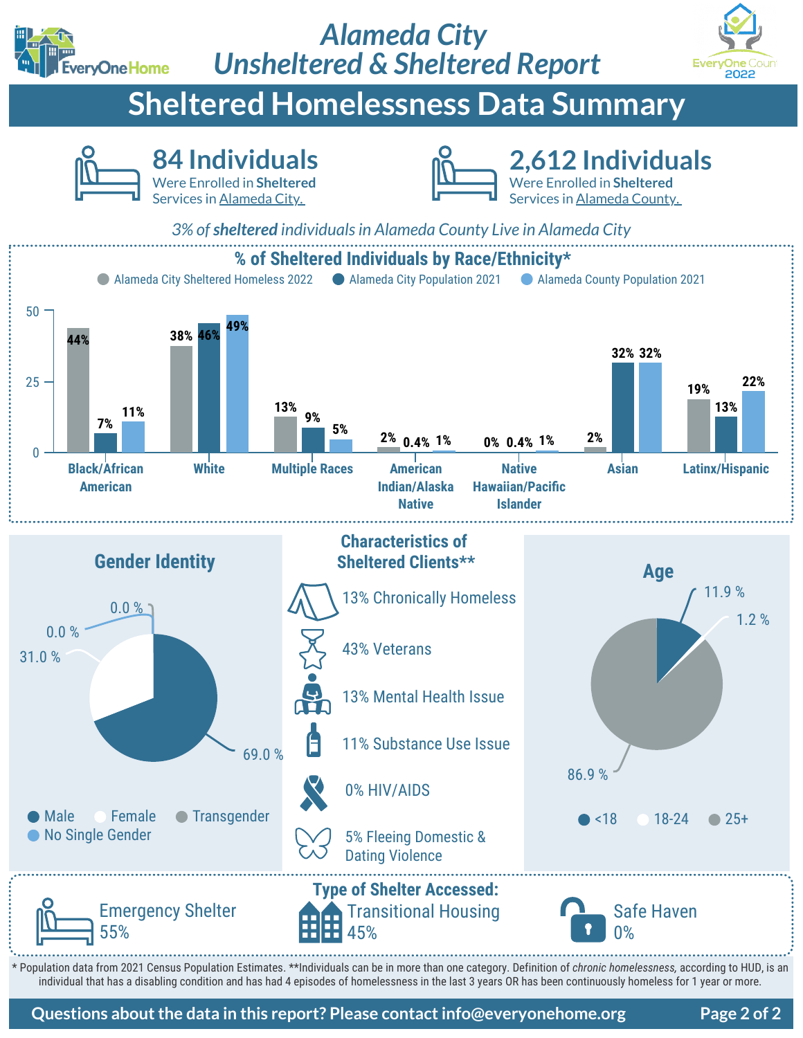# Alameda City Unsheltered & Sheltered Report

EveryOne Home

EveryOne Counts 2022

## Sheltered Homelessness Data Summary

**84 Individuals**
Were Enrolled in **Sheltered** Services in Alameda City.

**2,612 Individuals**
Were Enrolled in **Sheltered** Services in Alameda County.

*3% of **sheltered** individuals in Alameda County Live in Alameda City*

### % of Sheltered Individuals by Race/Ethnicity*

Alameda City Sheltered Homeless 2022
Alameda City Population 2021
Alameda County Population 2021

50
25
0

Black/African American: 44% 7% 11%
White: 38% 46% 49%
Multiple Races: 13% 9% 5%
American Indian/Alaska Native: 2% 0.4% 1%
Native Hawaiian/Pacific Islander: 0% 0.4% 1%
Asian: 2% 32% 32%
Latinx/Hispanic: 19% 13% 22%

### Gender Identity

0.0 %
0.0 %
31.0 %
69.0 %

Male
Female
Transgender
No Single Gender

### Characteristics of Sheltered Clients**

- 13% Chronically Homeless
- 43% Veterans
- 13% Mental Health Issue
- 11% Substance Use Issue
- 0% HIV/AIDS
- 5% Fleeing Domestic & Dating Violence

### Age

11.9 %
1.2 %
86.9 %

<18
18-24
25+

### Type of Shelter Accessed:

- Emergency Shelter 55%
- Transitional Housing 45%
- Safe Haven 0%

* Population data from 2021 Census Population Estimates. **Individuals can be in more than one category. Definition of *chronic homelessness,* according to HUD, is an individual that has a disabling condition and has had 4 episodes of homelessness in the last 3 years OR has been continuously homeless for 1 year or more.

**Questions about the data in this report? Please contact info@everyonehome.org**